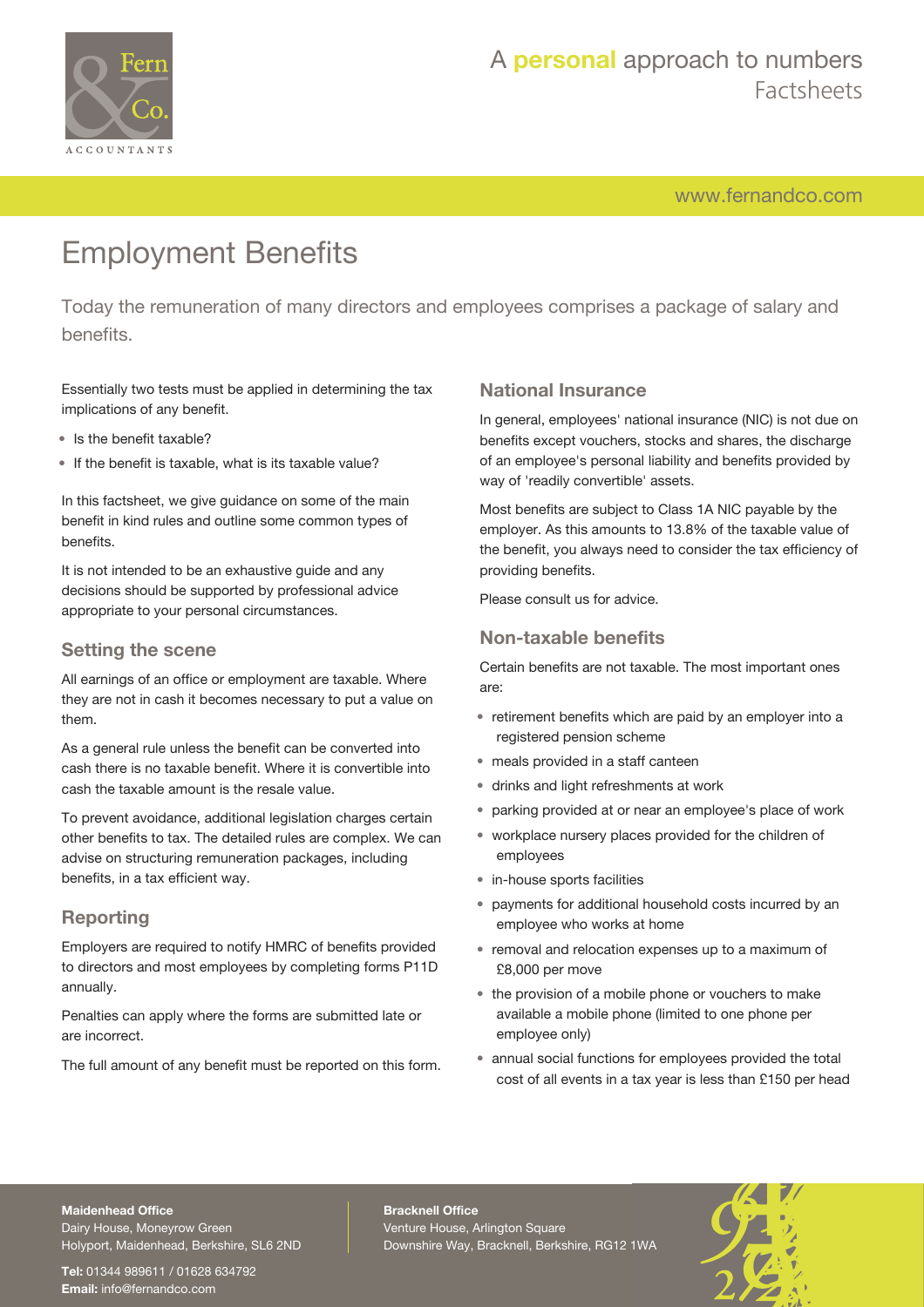# Employment Benefits

Today the remuneration of many directors and employees comprises a package of salary and benefits.

Essentially two tests must be applied in determining the tax implications of any benefit.

- Is the benefit taxable?
- If the benefit is taxable, what is its taxable value?

In this factsheet, we give guidance on some of the main benefit in kind rules and outline some common types of benefits.

It is not intended to be an exhaustive guide and any decisions should be supported by professional advice appropriate to your personal circumstances.

## Setting the scene

All earnings of an office or employment are taxable. Where they are not in cash it becomes necessary to put a value on them.

As a general rule unless the benefit can be converted into cash there is no taxable benefit. Where it is convertible into cash the taxable amount is the resale value.

To prevent avoidance, additional legislation charges certain other benefits to tax. The detailed rules are complex. We can advise on structuring remuneration packages, including benefits, in a tax efficient way.

## Reporting

Employers are required to notify HMRC of benefits provided to directors and most employees by completing forms P11D annually.

Penalties can apply where the forms are submitted late or are incorrect.

The full amount of any benefit must be reported on this form.

## National Insurance

In general, employees' national insurance (NIC) is not due on benefits except vouchers, stocks and shares, the discharge of an employee's personal liability and benefits provided by way of 'readily convertible' assets.

Most benefits are subject to Class 1A NIC payable by the employer. As this amounts to 13.8% of the taxable value of the benefit, you always need to consider the tax efficiency of providing benefits.

Please consult us for advice.

## Non-taxable benefits

Certain benefits are not taxable. The most important ones are:

- retirement benefits which are paid by an employer into a registered pension scheme
- meals provided in a staff canteen
- drinks and light refreshments at work
- parking provided at or near an employee's place of work
- workplace nursery places provided for the children of employees
- in-house sports facilities
- payments for additional household costs incurred by an employee who works at home
- removal and relocation expenses up to a maximum of £8,000 per move
- the provision of a mobile phone or vouchers to make available a mobile phone (limited to one phone per employee only)
- annual social functions for employees provided the total cost of all events in a tax year is less than £150 per head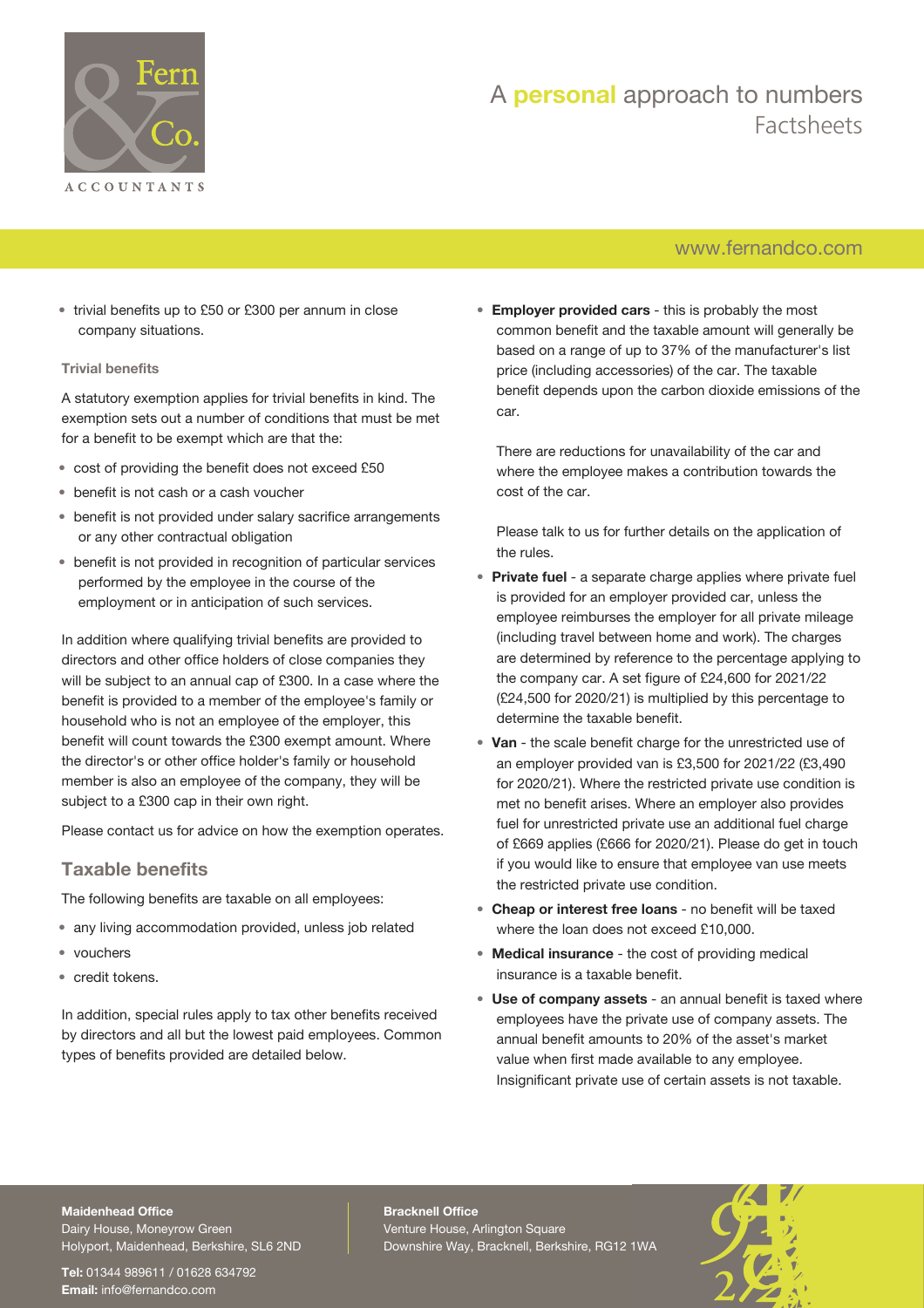- trivial benefits up to £50 or £300 per annum in close company situations.

### Trivial benefits

A statutory exemption applies for trivial benefits in kind. The exemption sets out a number of conditions that must be met for a benefit to be exempt which are that the:

- cost of providing the benefit does not exceed £50
- benefit is not cash or a cash voucher
- benefit is not provided under salary sacrifice arrangements or any other contractual obligation
- benefit is not provided in recognition of particular services performed by the employee in the course of the employment or in anticipation of such services.

In addition where qualifying trivial benefits are provided to directors and other office holders of close companies they will be subject to an annual cap of £300. In a case where the benefit is provided to a member of the employee's family or household who is not an employee of the employer, this benefit will count towards the £300 exempt amount. Where the director's or other office holder's family or household member is also an employee of the company, they will be subject to a £300 cap in their own right.

Please contact us for advice on how the exemption operates.

## Taxable benefits

The following benefits are taxable on all employees:

- any living accommodation provided, unless job related
- vouchers
- credit tokens.

In addition, special rules apply to tax other benefits received by directors and all but the lowest paid employees. Common types of benefits provided are detailed below.

- **Employer provided cars** - this is probably the most common benefit and the taxable amount will generally be based on a range of up to 37% of the manufacturer's list price (including accessories) of the car. The taxable benefit depends upon the carbon dioxide emissions of the car.

  There are reductions for unavailability of the car and where the employee makes a contribution towards the cost of the car.

  Please talk to us for further details on the application of the rules.
- **Private fuel** - a separate charge applies where private fuel is provided for an employer provided car, unless the employee reimburses the employer for all private mileage (including travel between home and work). The charges are determined by reference to the percentage applying to the company car. A set figure of £24,600 for 2021/22 (£24,500 for 2020/21) is multiplied by this percentage to determine the taxable benefit.
- **Van** - the scale benefit charge for the unrestricted use of an employer provided van is £3,500 for 2021/22 (£3,490 for 2020/21). Where the restricted private use condition is met no benefit arises. Where an employer also provides fuel for unrestricted private use an additional fuel charge of £669 applies (£666 for 2020/21). Please do get in touch if you would like to ensure that employee van use meets the restricted private use condition.
- **Cheap or interest free loans** - no benefit will be taxed where the loan does not exceed £10,000.
- **Medical insurance** - the cost of providing medical insurance is a taxable benefit.
- **Use of company assets** - an annual benefit is taxed where employees have the private use of company assets. The annual benefit amounts to 20% of the asset's market value when first made available to any employee. Insignificant private use of certain assets is not taxable.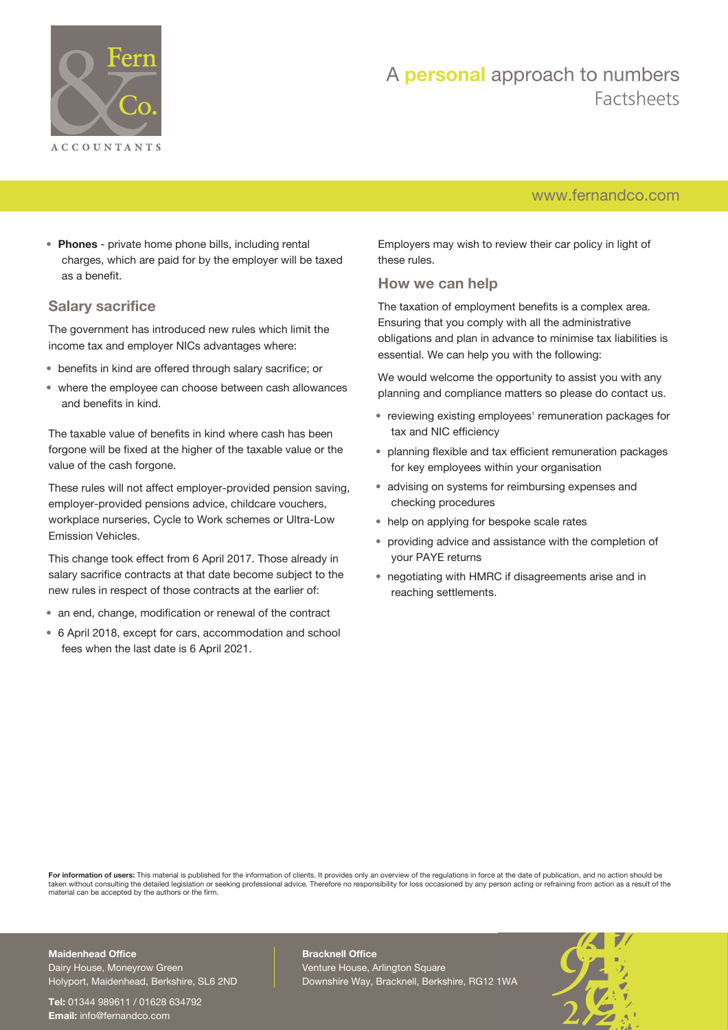- **Phones** - private home phone bills, including rental charges, which are paid for by the employer will be taxed as a benefit.

## Salary sacrifice

The government has introduced new rules which limit the income tax and employer NICs advantages where:

- benefits in kind are offered through salary sacrifice; or
- where the employee can choose between cash allowances and benefits in kind.

The taxable value of benefits in kind where cash has been forgone will be fixed at the higher of the taxable value or the value of the cash forgone.

These rules will not affect employer-provided pension saving, employer-provided pensions advice, childcare vouchers, workplace nurseries, Cycle to Work schemes or Ultra-Low Emission Vehicles.

This change took effect from 6 April 2017. Those already in salary sacrifice contracts at that date become subject to the new rules in respect of those contracts at the earlier of:

- an end, change, modification or renewal of the contract
- 6 April 2018, except for cars, accommodation and school fees when the last date is 6 April 2021.

Employers may wish to review their car policy in light of these rules.

## How we can help

The taxation of employment benefits is a complex area. Ensuring that you comply with all the administrative obligations and plan in advance to minimise tax liabilities is essential. We can help you with the following:

We would welcome the opportunity to assist you with any planning and compliance matters so please do contact us.

- reviewing existing employees' remuneration packages for tax and NIC efficiency
- planning flexible and tax efficient remuneration packages for key employees within your organisation
- advising on systems for reimbursing expenses and checking procedures
- help on applying for bespoke scale rates
- providing advice and assistance with the completion of your PAYE returns
- negotiating with HMRC if disagreements arise and in reaching settlements.

**For information of users:** This material is published for the information of clients. It provides only an overview of the regulations in force at the date of publication, and no action should be taken without consulting the detailed legislation or seeking professional advice. Therefore no responsibility for loss occasioned by any person acting or refraining from action as a result of the material can be accepted by the authors or the firm.